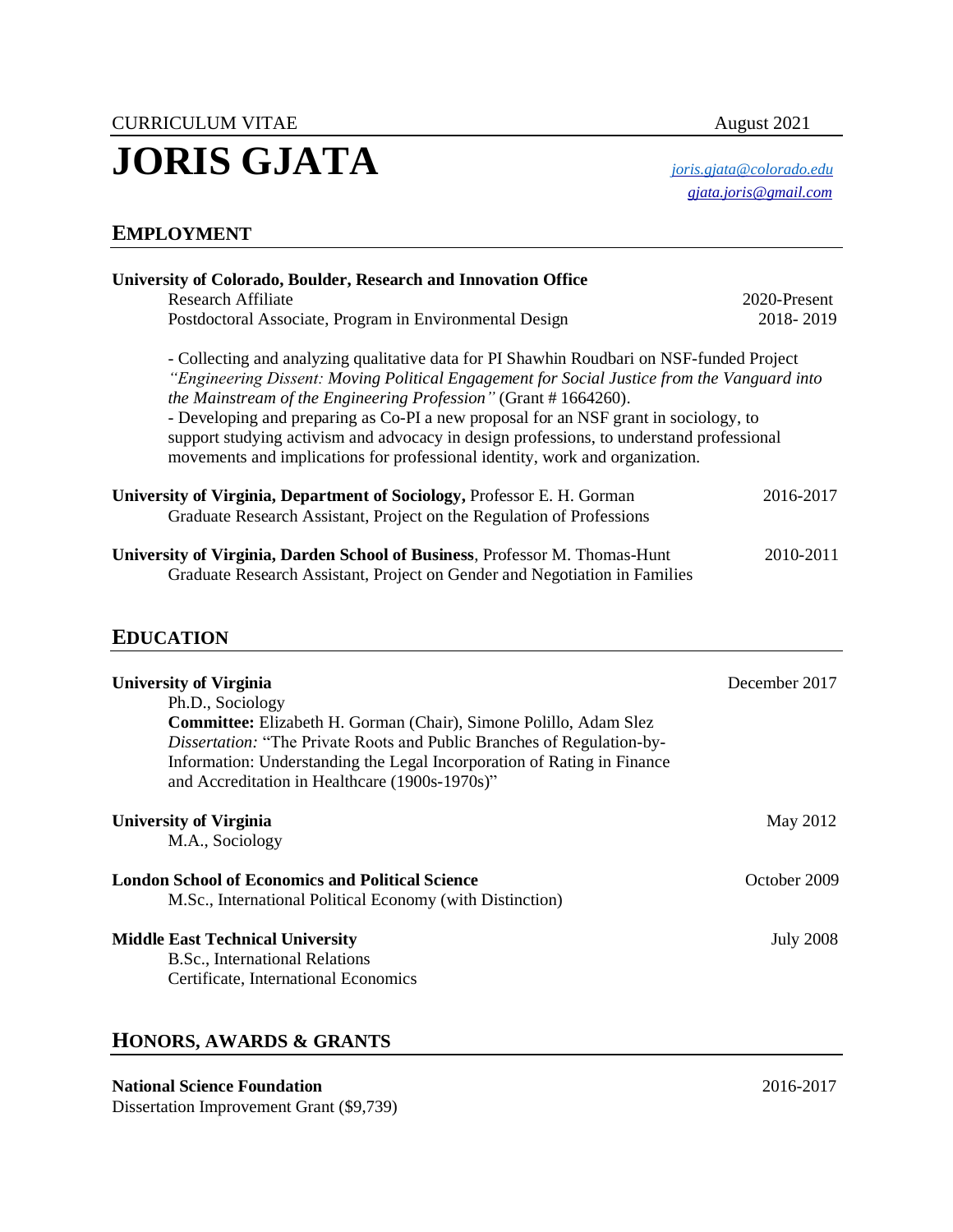CURRICULUM VITAE August 2021

# JORIS GJATA

*joris.gjata@colorado.edu*
*gjata.joris@gmail.com*

## EMPLOYMENT

**University of Colorado, Boulder, Research and Innovation Office**
Research Affiliate 2020-Present
Postdoctoral Associate, Program in Environmental Design 2018- 2019

- Collecting and analyzing qualitative data for PI Shawhin Roudbari on NSF-funded Project *"Engineering Dissent: Moving Political Engagement for Social Justice from the Vanguard into the Mainstream of the Engineering Profession"* (Grant # 1664260).
- Developing and preparing as Co-PI a new proposal for an NSF grant in sociology, to support studying activism and advocacy in design professions, to understand professional movements and implications for professional identity, work and organization.

**University of Virginia, Department of Sociology,** Professor E. H. Gorman 2016-2017
Graduate Research Assistant, Project on the Regulation of Professions

**University of Virginia, Darden School of Business**, Professor M. Thomas-Hunt 2010-2011
Graduate Research Assistant, Project on Gender and Negotiation in Families

## EDUCATION

**University of Virginia** December 2017
Ph.D., Sociology
**Committee:** Elizabeth H. Gorman (Chair), Simone Polillo, Adam Slez
*Dissertation:* "The Private Roots and Public Branches of Regulation-by-Information: Understanding the Legal Incorporation of Rating in Finance and Accreditation in Healthcare (1900s-1970s)"

**University of Virginia** May 2012
M.A., Sociology

**London School of Economics and Political Science** October 2009
M.Sc., International Political Economy (with Distinction)

**Middle East Technical University** July 2008
B.Sc., International Relations
Certificate, International Economics

## HONORS, AWARDS & GRANTS

**National Science Foundation** 2016-2017
Dissertation Improvement Grant ($9,739)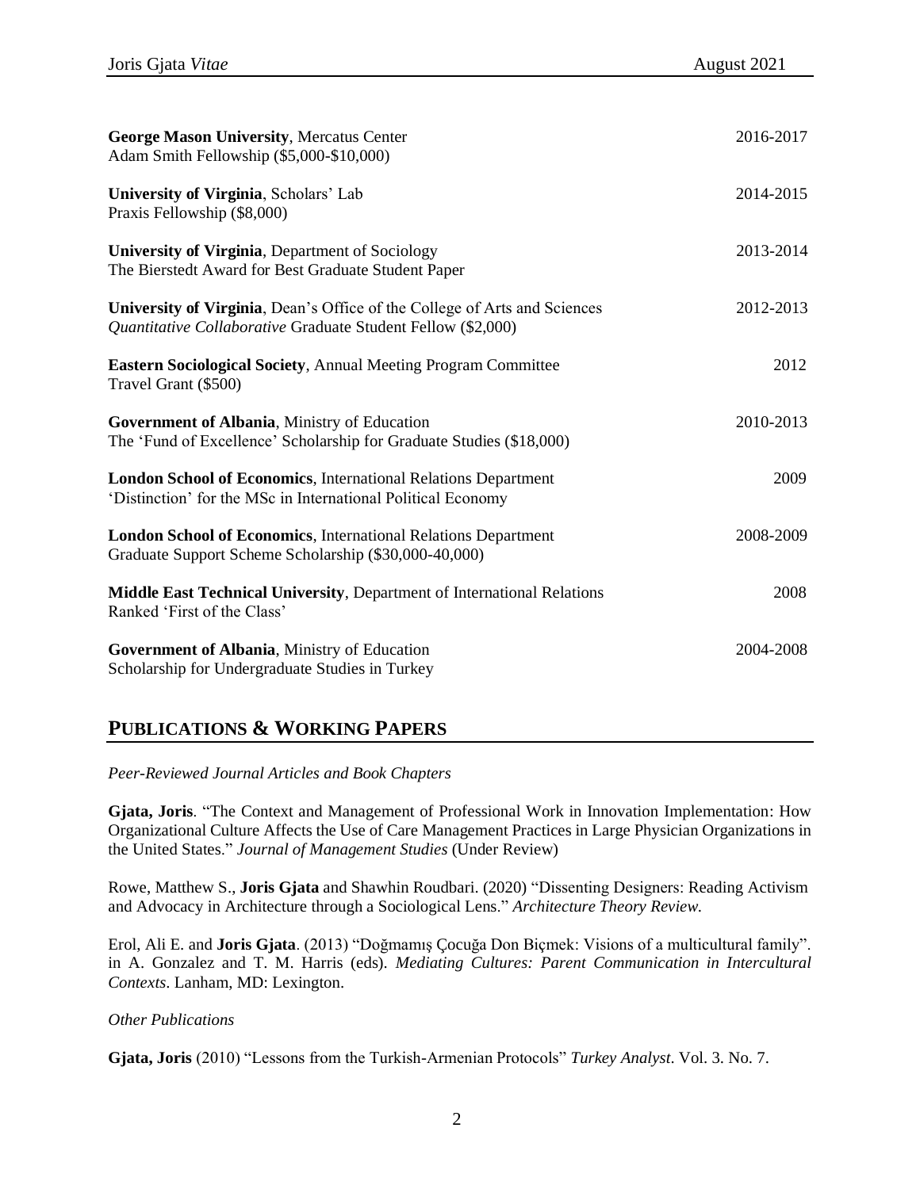**George Mason University**, Mercatus Center — 2016-2017
Adam Smith Fellowship ($5,000-$10,000)

**University of Virginia**, Scholars' Lab — 2014-2015
Praxis Fellowship ($8,000)

**University of Virginia**, Department of Sociology — 2013-2014
The Bierstedt Award for Best Graduate Student Paper

**University of Virginia**, Dean's Office of the College of Arts and Sciences — 2012-2013
*Quantitative Collaborative* Graduate Student Fellow ($2,000)

**Eastern Sociological Society**, Annual Meeting Program Committee — 2012
Travel Grant ($500)

**Government of Albania**, Ministry of Education — 2010-2013
The 'Fund of Excellence' Scholarship for Graduate Studies ($18,000)

**London School of Economics**, International Relations Department — 2009
'Distinction' for the MSc in International Political Economy

**London School of Economics**, International Relations Department — 2008-2009
Graduate Support Scheme Scholarship ($30,000-40,000)

**Middle East Technical University**, Department of International Relations — 2008
Ranked 'First of the Class'

**Government of Albania**, Ministry of Education — 2004-2008
Scholarship for Undergraduate Studies in Turkey

## PUBLICATIONS & WORKING PAPERS

*Peer-Reviewed Journal Articles and Book Chapters*

**Gjata, Joris**. "The Context and Management of Professional Work in Innovation Implementation: How Organizational Culture Affects the Use of Care Management Practices in Large Physician Organizations in the United States." *Journal of Management Studies* (Under Review)

Rowe, Matthew S., **Joris Gjata** and Shawhin Roudbari. (2020) "Dissenting Designers: Reading Activism and Advocacy in Architecture through a Sociological Lens." *Architecture Theory Review.*

Erol, Ali E. and **Joris Gjata**. (2013) "Doğmamış Çocuğa Don Biçmek: Visions of a multicultural family". in A. Gonzalez and T. M. Harris (eds). *Mediating Cultures: Parent Communication in Intercultural Contexts*. Lanham, MD: Lexington.

*Other Publications*

**Gjata, Joris** (2010) "Lessons from the Turkish-Armenian Protocols" *Turkey Analyst*. Vol. 3. No. 7.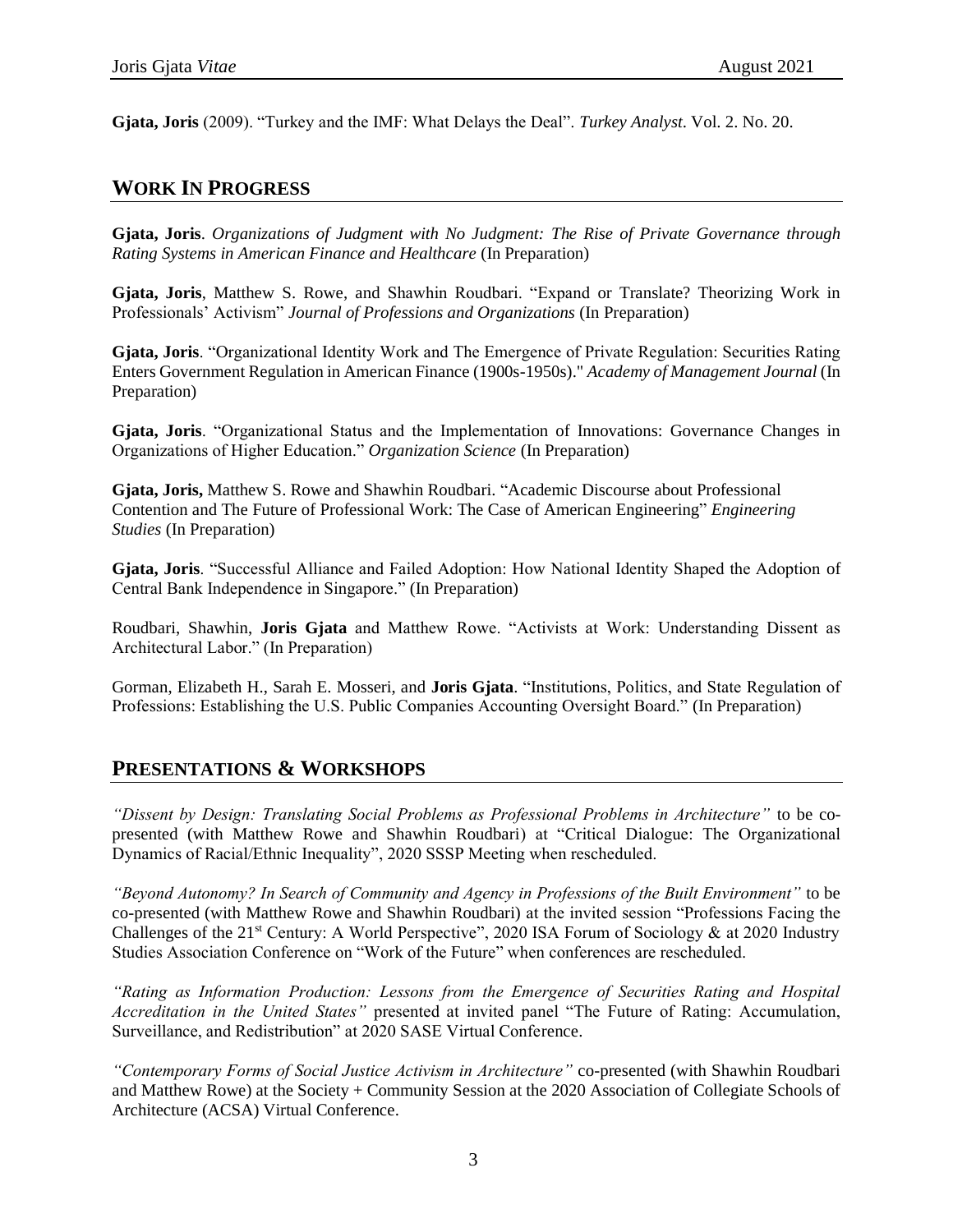**Gjata, Joris** (2009). "Turkey and the IMF: What Delays the Deal". *Turkey Analyst.* Vol. 2. No. 20.

## WORK IN PROGRESS

**Gjata, Joris**. *Organizations of Judgment with No Judgment: The Rise of Private Governance through Rating Systems in American Finance and Healthcare* (In Preparation)

**Gjata, Joris**, Matthew S. Rowe, and Shawhin Roudbari. "Expand or Translate? Theorizing Work in Professionals' Activism" *Journal of Professions and Organizations* (In Preparation)

**Gjata, Joris**. "Organizational Identity Work and The Emergence of Private Regulation: Securities Rating Enters Government Regulation in American Finance (1900s-1950s)." *Academy of Management Journal* (In Preparation)

**Gjata, Joris**. "Organizational Status and the Implementation of Innovations: Governance Changes in Organizations of Higher Education." *Organization Science* (In Preparation)

**Gjata, Joris,** Matthew S. Rowe and Shawhin Roudbari. "Academic Discourse about Professional Contention and The Future of Professional Work: The Case of American Engineering" *Engineering Studies* (In Preparation)

**Gjata, Joris**. "Successful Alliance and Failed Adoption: How National Identity Shaped the Adoption of Central Bank Independence in Singapore." (In Preparation)

Roudbari, Shawhin, **Joris Gjata** and Matthew Rowe. "Activists at Work: Understanding Dissent as Architectural Labor." (In Preparation)

Gorman, Elizabeth H., Sarah E. Mosseri, and **Joris Gjata**. "Institutions, Politics, and State Regulation of Professions: Establishing the U.S. Public Companies Accounting Oversight Board." (In Preparation)

## PRESENTATIONS & WORKSHOPS

*"Dissent by Design: Translating Social Problems as Professional Problems in Architecture"* to be co-presented (with Matthew Rowe and Shawhin Roudbari) at "Critical Dialogue: The Organizational Dynamics of Racial/Ethnic Inequality", 2020 SSSP Meeting when rescheduled.

*"Beyond Autonomy? In Search of Community and Agency in Professions of the Built Environment"* to be co-presented (with Matthew Rowe and Shawhin Roudbari) at the invited session "Professions Facing the Challenges of the 21st Century: A World Perspective", 2020 ISA Forum of Sociology & at 2020 Industry Studies Association Conference on "Work of the Future" when conferences are rescheduled.

*"Rating as Information Production: Lessons from the Emergence of Securities Rating and Hospital Accreditation in the United States"* presented at invited panel "The Future of Rating: Accumulation, Surveillance, and Redistribution" at 2020 SASE Virtual Conference.

*"Contemporary Forms of Social Justice Activism in Architecture"* co-presented (with Shawhin Roudbari and Matthew Rowe) at the Society + Community Session at the 2020 Association of Collegiate Schools of Architecture (ACSA) Virtual Conference.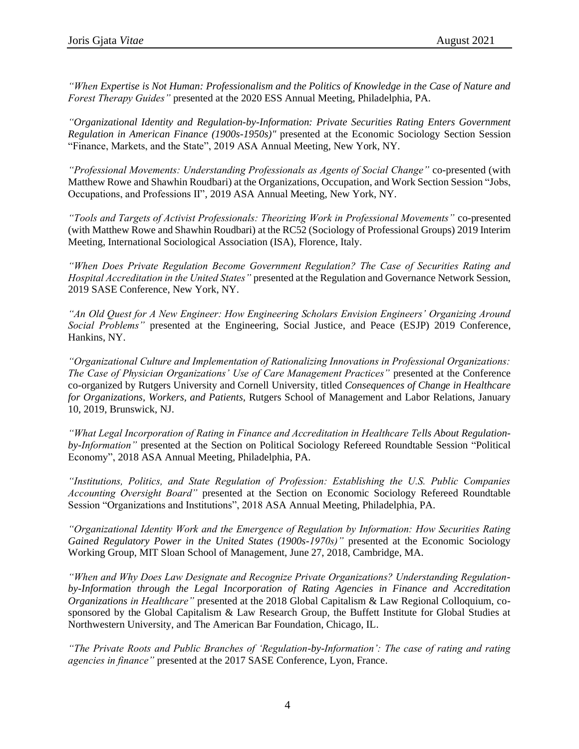*"When Expertise is Not Human: Professionalism and the Politics of Knowledge in the Case of Nature and Forest Therapy Guides"* presented at the 2020 ESS Annual Meeting, Philadelphia, PA.

*"Organizational Identity and Regulation-by-Information: Private Securities Rating Enters Government Regulation in American Finance (1900s-1950s)"* presented at the Economic Sociology Section Session "Finance, Markets, and the State", 2019 ASA Annual Meeting, New York, NY.

*"Professional Movements: Understanding Professionals as Agents of Social Change"* co-presented (with Matthew Rowe and Shawhin Roudbari) at the Organizations, Occupation, and Work Section Session "Jobs, Occupations, and Professions II", 2019 ASA Annual Meeting, New York, NY.

*"Tools and Targets of Activist Professionals: Theorizing Work in Professional Movements"* co-presented (with Matthew Rowe and Shawhin Roudbari) at the RC52 (Sociology of Professional Groups) 2019 Interim Meeting, International Sociological Association (ISA), Florence, Italy.

*"When Does Private Regulation Become Government Regulation? The Case of Securities Rating and Hospital Accreditation in the United States"* presented at the Regulation and Governance Network Session, 2019 SASE Conference, New York, NY.

*"An Old Quest for A New Engineer: How Engineering Scholars Envision Engineers' Organizing Around Social Problems"* presented at the Engineering, Social Justice, and Peace (ESJP) 2019 Conference, Hankins, NY.

*"Organizational Culture and Implementation of Rationalizing Innovations in Professional Organizations: The Case of Physician Organizations' Use of Care Management Practices"* presented at the Conference co-organized by Rutgers University and Cornell University, titled *Consequences of Change in Healthcare for Organizations, Workers, and Patients,* Rutgers School of Management and Labor Relations, January 10, 2019, Brunswick, NJ.

*"What Legal Incorporation of Rating in Finance and Accreditation in Healthcare Tells About Regulation-by-Information"* presented at the Section on Political Sociology Refereed Roundtable Session "Political Economy", 2018 ASA Annual Meeting, Philadelphia, PA.

*"Institutions, Politics, and State Regulation of Profession: Establishing the U.S. Public Companies Accounting Oversight Board"* presented at the Section on Economic Sociology Refereed Roundtable Session "Organizations and Institutions", 2018 ASA Annual Meeting, Philadelphia, PA.

*"Organizational Identity Work and the Emergence of Regulation by Information: How Securities Rating Gained Regulatory Power in the United States (1900s-1970s)"* presented at the Economic Sociology Working Group, MIT Sloan School of Management, June 27, 2018, Cambridge, MA.

*"When and Why Does Law Designate and Recognize Private Organizations? Understanding Regulation-by-Information through the Legal Incorporation of Rating Agencies in Finance and Accreditation Organizations in Healthcare"* presented at the 2018 Global Capitalism & Law Regional Colloquium, co-sponsored by the Global Capitalism & Law Research Group, the Buffett Institute for Global Studies at Northwestern University, and The American Bar Foundation, Chicago, IL.

*"The Private Roots and Public Branches of 'Regulation-by-Information': The case of rating and rating agencies in finance"* presented at the 2017 SASE Conference, Lyon, France.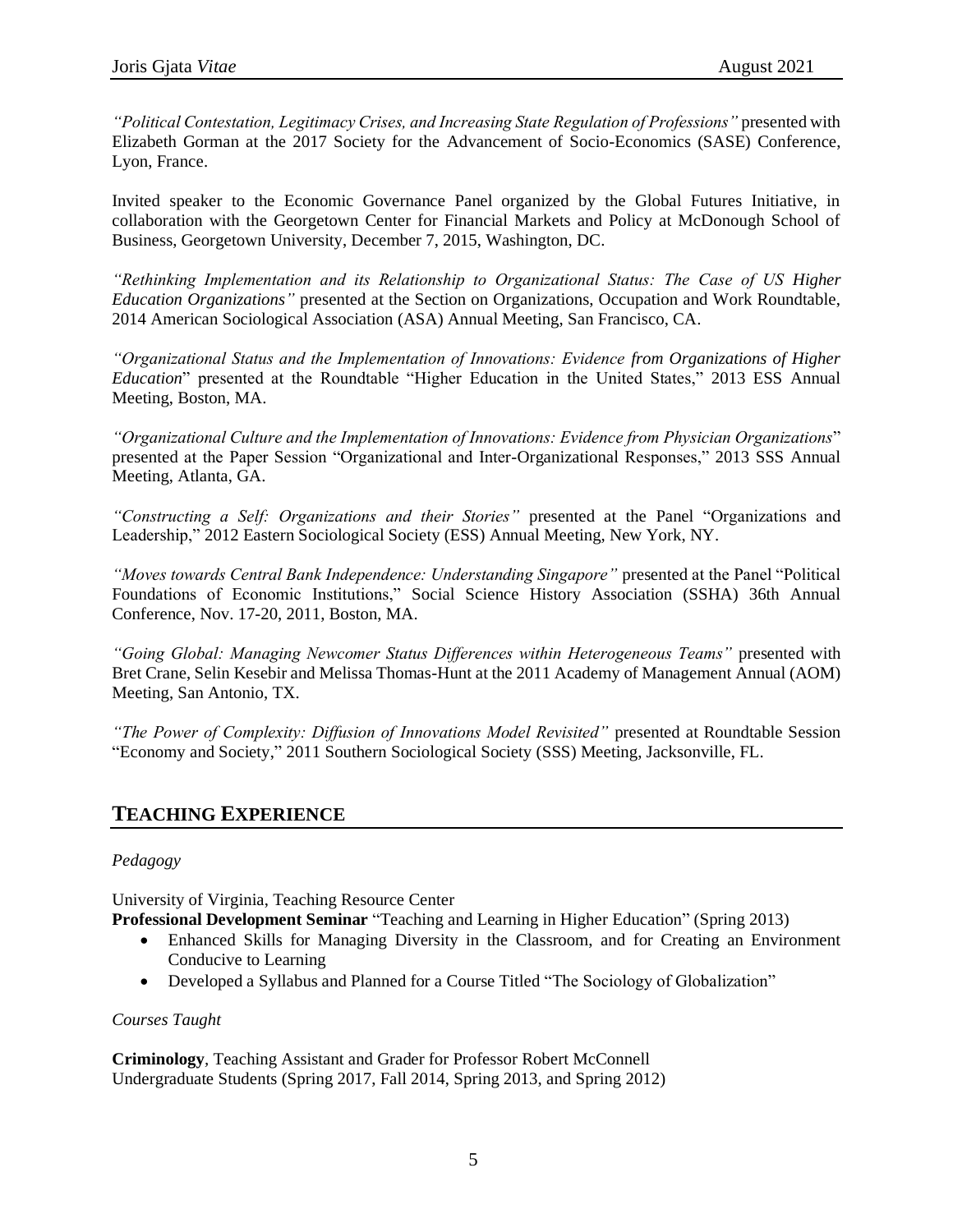*"Political Contestation, Legitimacy Crises, and Increasing State Regulation of Professions"* presented with Elizabeth Gorman at the 2017 Society for the Advancement of Socio-Economics (SASE) Conference, Lyon, France.

Invited speaker to the Economic Governance Panel organized by the Global Futures Initiative, in collaboration with the Georgetown Center for Financial Markets and Policy at McDonough School of Business, Georgetown University, December 7, 2015, Washington, DC.

*"Rethinking Implementation and its Relationship to Organizational Status: The Case of US Higher Education Organizations"* presented at the Section on Organizations, Occupation and Work Roundtable, 2014 American Sociological Association (ASA) Annual Meeting, San Francisco, CA.

*"Organizational Status and the Implementation of Innovations: Evidence from Organizations of Higher Education*" presented at the Roundtable "Higher Education in the United States," 2013 ESS Annual Meeting, Boston, MA.

*"Organizational Culture and the Implementation of Innovations: Evidence from Physician Organizations*" presented at the Paper Session "Organizational and Inter-Organizational Responses," 2013 SSS Annual Meeting, Atlanta, GA.

*"Constructing a Self: Organizations and their Stories"* presented at the Panel "Organizations and Leadership," 2012 Eastern Sociological Society (ESS) Annual Meeting, New York, NY.

*"Moves towards Central Bank Independence: Understanding Singapore"* presented at the Panel "Political Foundations of Economic Institutions," Social Science History Association (SSHA) 36th Annual Conference, Nov. 17-20, 2011, Boston, MA.

*"Going Global: Managing Newcomer Status Differences within Heterogeneous Teams"* presented with Bret Crane, Selin Kesebir and Melissa Thomas-Hunt at the 2011 Academy of Management Annual (AOM) Meeting, San Antonio, TX.

*"The Power of Complexity: Diffusion of Innovations Model Revisited"* presented at Roundtable Session "Economy and Society," 2011 Southern Sociological Society (SSS) Meeting, Jacksonville, FL.

## TEACHING EXPERIENCE

*Pedagogy*

University of Virginia, Teaching Resource Center
**Professional Development Seminar** "Teaching and Learning in Higher Education" (Spring 2013)

- Enhanced Skills for Managing Diversity in the Classroom, and for Creating an Environment Conducive to Learning
- Developed a Syllabus and Planned for a Course Titled "The Sociology of Globalization"

*Courses Taught*

**Criminology**, Teaching Assistant and Grader for Professor Robert McConnell
Undergraduate Students (Spring 2017, Fall 2014, Spring 2013, and Spring 2012)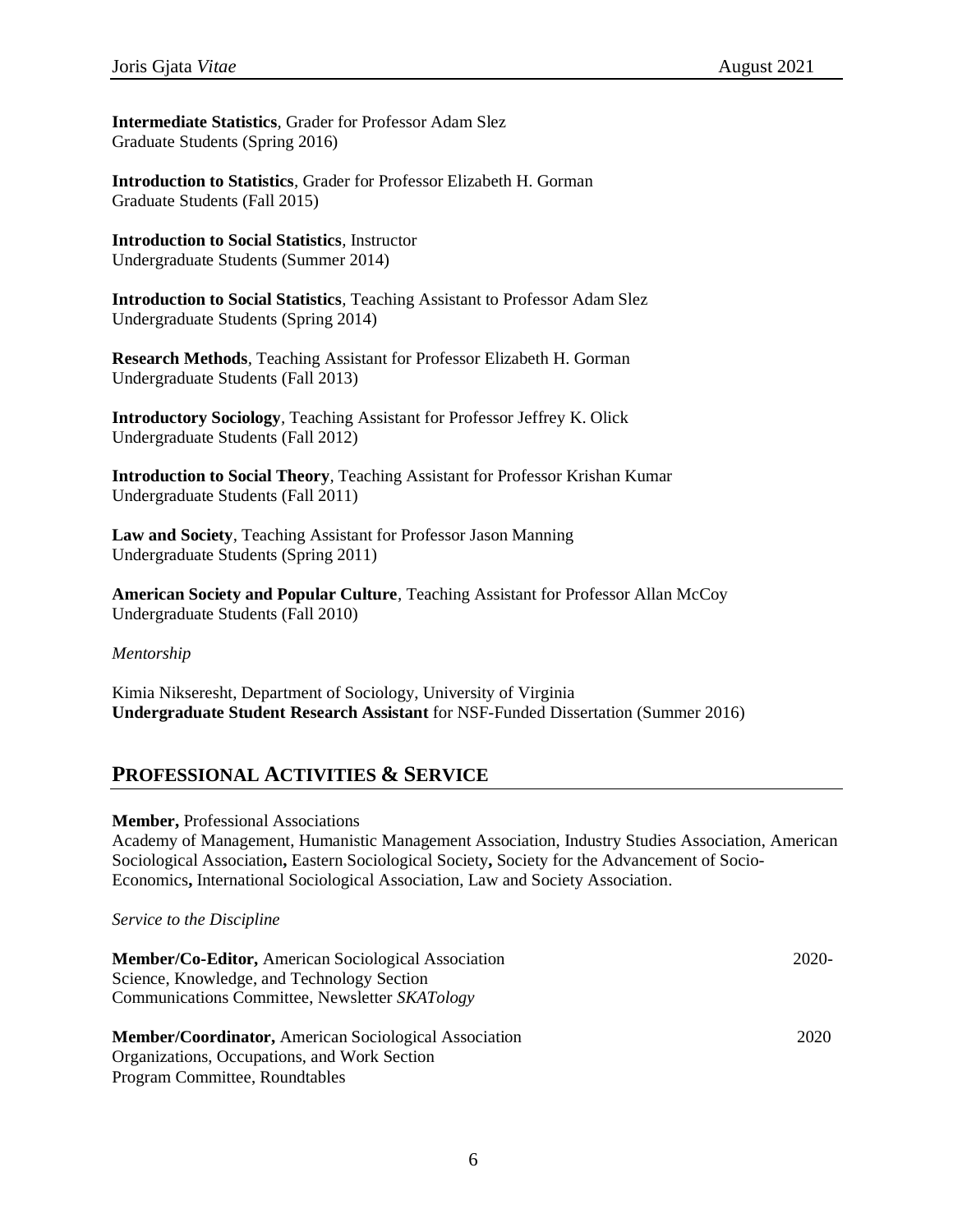**Intermediate Statistics**, Grader for Professor Adam Slez
Graduate Students (Spring 2016)

**Introduction to Statistics**, Grader for Professor Elizabeth H. Gorman
Graduate Students (Fall 2015)

**Introduction to Social Statistics**, Instructor
Undergraduate Students (Summer 2014)

**Introduction to Social Statistics**, Teaching Assistant to Professor Adam Slez
Undergraduate Students (Spring 2014)

**Research Methods**, Teaching Assistant for Professor Elizabeth H. Gorman
Undergraduate Students (Fall 2013)

**Introductory Sociology**, Teaching Assistant for Professor Jeffrey K. Olick
Undergraduate Students (Fall 2012)

**Introduction to Social Theory**, Teaching Assistant for Professor Krishan Kumar
Undergraduate Students (Fall 2011)

**Law and Society**, Teaching Assistant for Professor Jason Manning
Undergraduate Students (Spring 2011)

**American Society and Popular Culture**, Teaching Assistant for Professor Allan McCoy
Undergraduate Students (Fall 2010)

*Mentorship*

Kimia Nikseresht, Department of Sociology, University of Virginia
**Undergraduate Student Research Assistant** for NSF-Funded Dissertation (Summer 2016)

## PROFESSIONAL ACTIVITIES & SERVICE

**Member,** Professional Associations
Academy of Management, Humanistic Management Association, Industry Studies Association, American Sociological Association**,** Eastern Sociological Society**,** Society for the Advancement of Socio-Economics**,** International Sociological Association, Law and Society Association.

*Service to the Discipline*

**Member/Co-Editor,** American Sociological Association — 2020-
Science, Knowledge, and Technology Section
Communications Committee, Newsletter *SKATology*

**Member/Coordinator,** American Sociological Association — 2020
Organizations, Occupations, and Work Section
Program Committee, Roundtables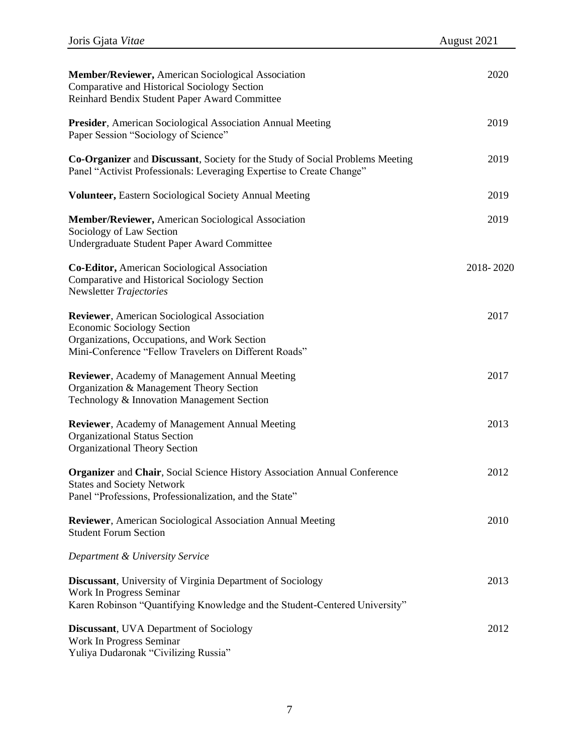**Member/Reviewer,** American Sociological Association
Comparative and Historical Sociology Section
Reinhard Bendix Student Paper Award Committee
2020

**Presider**, American Sociological Association Annual Meeting
Paper Session "Sociology of Science"
2019

**Co-Organizer** and **Discussant**, Society for the Study of Social Problems Meeting
Panel "Activist Professionals: Leveraging Expertise to Create Change"
2019

**Volunteer,** Eastern Sociological Society Annual Meeting
2019

**Member/Reviewer,** American Sociological Association
Sociology of Law Section
Undergraduate Student Paper Award Committee
2019

**Co-Editor,** American Sociological Association
Comparative and Historical Sociology Section
Newsletter *Trajectories*
2018- 2020

**Reviewer**, American Sociological Association
Economic Sociology Section
Organizations, Occupations, and Work Section
Mini-Conference "Fellow Travelers on Different Roads"
2017

**Reviewer**, Academy of Management Annual Meeting
Organization & Management Theory Section
Technology & Innovation Management Section
2017

**Reviewer**, Academy of Management Annual Meeting
Organizational Status Section
Organizational Theory Section
2013

**Organizer** and **Chair**, Social Science History Association Annual Conference
States and Society Network
Panel "Professions, Professionalization, and the State"
2012

**Reviewer**, American Sociological Association Annual Meeting
Student Forum Section
2010

*Department & University Service*

**Discussant**, University of Virginia Department of Sociology
Work In Progress Seminar
Karen Robinson "Quantifying Knowledge and the Student-Centered University"
2013

**Discussant**, UVA Department of Sociology
Work In Progress Seminar
Yuliya Dudaronak "Civilizing Russia"
2012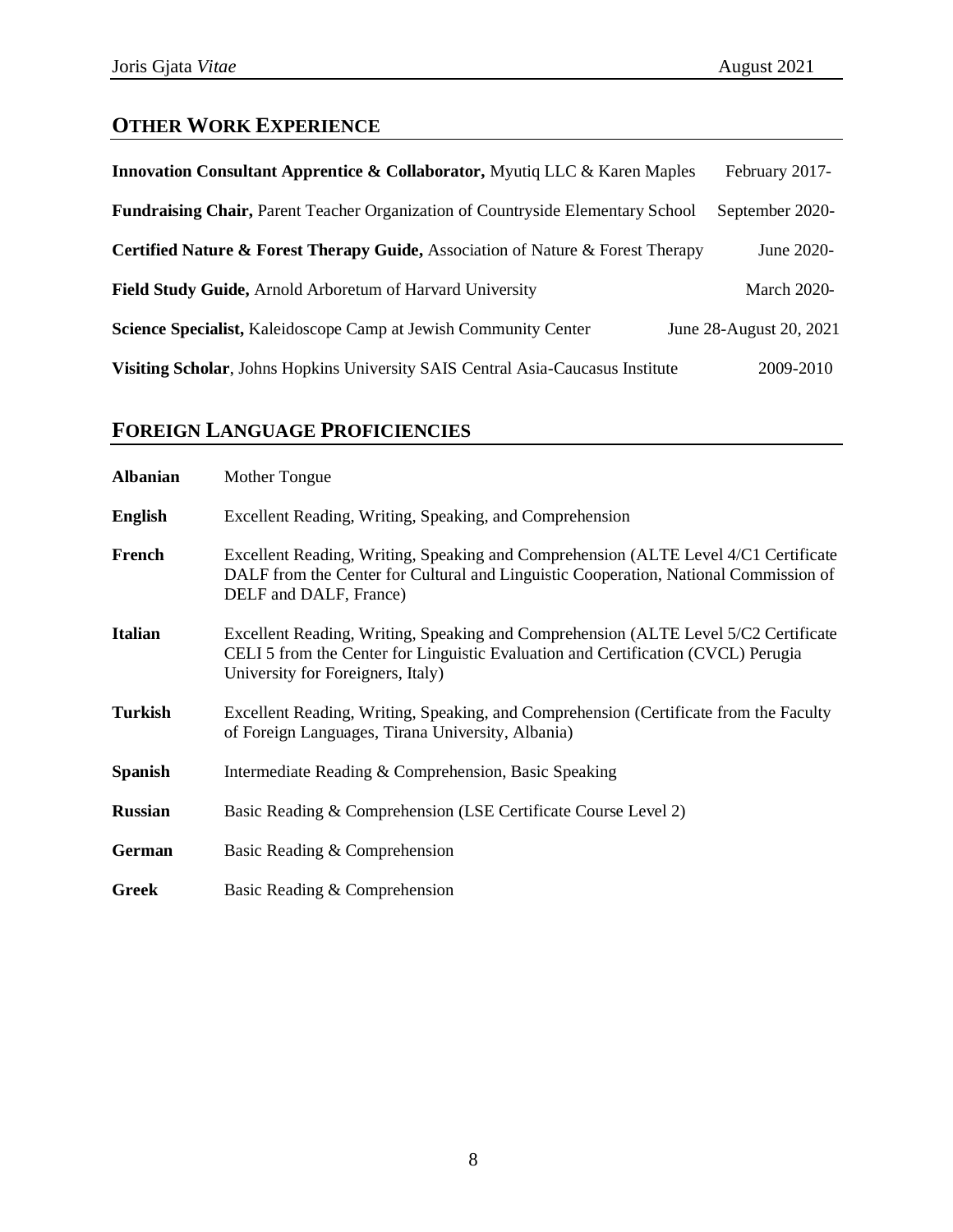## OTHER WORK EXPERIENCE

**Innovation Consultant Apprentice & Collaborator,** Myutiq LLC & Karen Maples — February 2017-

**Fundraising Chair,** Parent Teacher Organization of Countryside Elementary School — September 2020-

**Certified Nature & Forest Therapy Guide,** Association of Nature & Forest Therapy — June 2020-

**Field Study Guide,** Arnold Arboretum of Harvard University — March 2020-

**Science Specialist,** Kaleidoscope Camp at Jewish Community Center — June 28-August 20, 2021

**Visiting Scholar**, Johns Hopkins University SAIS Central Asia-Caucasus Institute — 2009-2010

## FOREIGN LANGUAGE PROFICIENCIES

**Albanian** Mother Tongue

**English** Excellent Reading, Writing, Speaking, and Comprehension

**French** Excellent Reading, Writing, Speaking and Comprehension (ALTE Level 4/C1 Certificate DALF from the Center for Cultural and Linguistic Cooperation, National Commission of DELF and DALF, France)

**Italian** Excellent Reading, Writing, Speaking and Comprehension (ALTE Level 5/C2 Certificate CELI 5 from the Center for Linguistic Evaluation and Certification (CVCL) Perugia University for Foreigners, Italy)

**Turkish** Excellent Reading, Writing, Speaking, and Comprehension (Certificate from the Faculty of Foreign Languages, Tirana University, Albania)

**Spanish** Intermediate Reading & Comprehension, Basic Speaking

**Russian** Basic Reading & Comprehension (LSE Certificate Course Level 2)

**German** Basic Reading & Comprehension

**Greek** Basic Reading & Comprehension